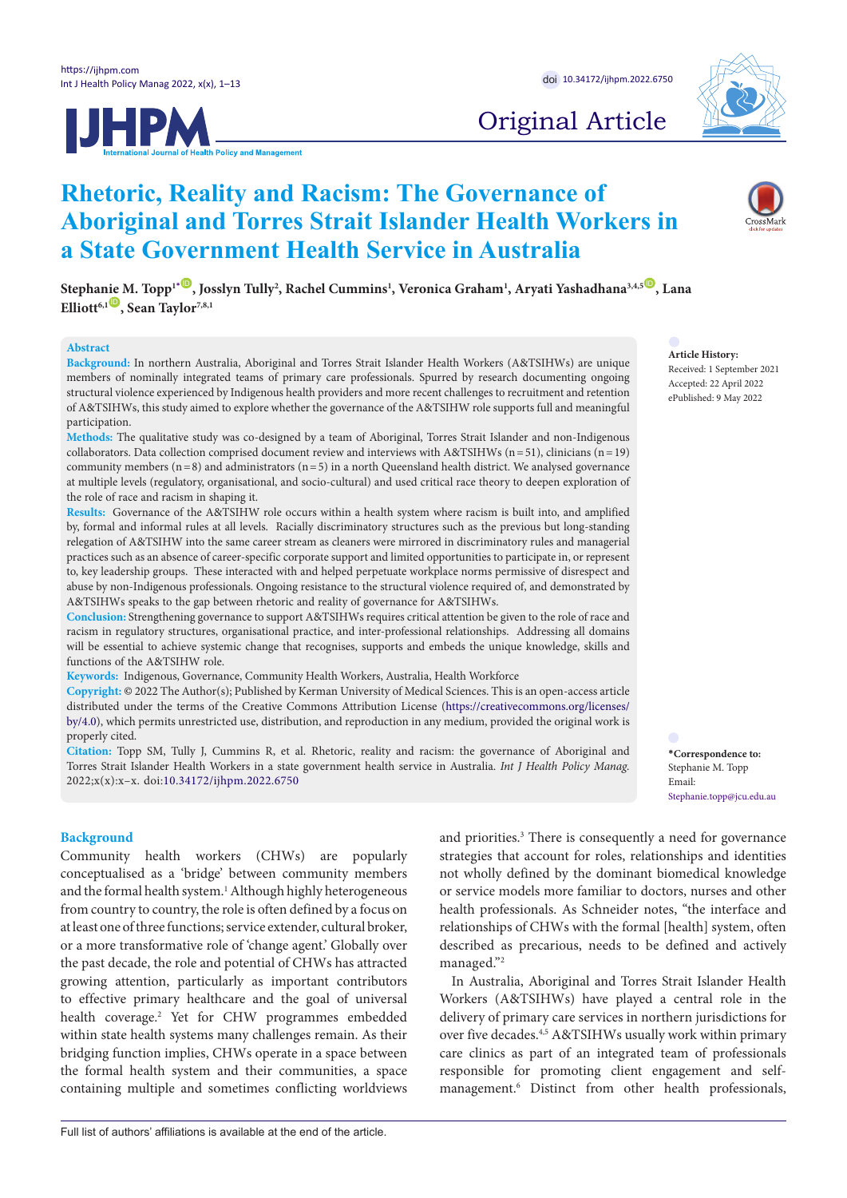Original Article

# Rhetoric, Reality and Racism: The Governance of Aboriginal and Torres Strait Islander Health Workers in a State Government Health Service in Australia

**Stephanie M. Topp[1*], Josslyn Tully[2], Rachel Cummins[1], Veronica Graham[1], Aryati Yashadhana[3,4,5], Lana Elliott[6,1], Sean Taylor[7,8,1]**

## Abstract

**Background:** In northern Australia, Aboriginal and Torres Strait Islander Health Workers (A&TSIHWs) are unique members of nominally integrated teams of primary care professionals. Spurred by research documenting ongoing structural violence experienced by Indigenous health providers and more recent challenges to recruitment and retention of A&TSIHWs, this study aimed to explore whether the governance of the A&TSIHW role supports full and meaningful participation.

**Methods:** The qualitative study was co-designed by a team of Aboriginal, Torres Strait Islander and non-Indigenous collaborators. Data collection comprised document review and interviews with A&TSIHWs (n = 51), clinicians (n = 19) community members (n = 8) and administrators (n = 5) in a north Queensland health district. We analysed governance at multiple levels (regulatory, organisational, and socio-cultural) and used critical race theory to deepen exploration of the role of race and racism in shaping it.

**Results:** Governance of the A&TSIHW role occurs within a health system where racism is built into, and amplified by, formal and informal rules at all levels. Racially discriminatory structures such as the previous but long-standing relegation of A&TSIHW into the same career stream as cleaners were mirrored in discriminatory rules and managerial practices such as an absence of career-specific corporate support and limited opportunities to participate in, or represent to, key leadership groups. These interacted with and helped perpetuate workplace norms permissive of disrespect and abuse by non-Indigenous professionals. Ongoing resistance to the structural violence required of, and demonstrated by A&TSIHWs speaks to the gap between rhetoric and reality of governance for A&TSIHWs.

**Conclusion:** Strengthening governance to support A&TSIHWs requires critical attention be given to the role of race and racism in regulatory structures, organisational practice, and inter-professional relationships. Addressing all domains will be essential to achieve systemic change that recognises, supports and embeds the unique knowledge, skills and functions of the A&TSIHW role.

**Keywords:** Indigenous, Governance, Community Health Workers, Australia, Health Workforce

**Copyright:** © 2022 The Author(s); Published by Kerman University of Medical Sciences. This is an open-access article distributed under the terms of the Creative Commons Attribution License (https://creativecommons.org/licenses/by/4.0), which permits unrestricted use, distribution, and reproduction in any medium, provided the original work is properly cited.

**Citation:** Topp SM, Tully J, Cummins R, et al. Rhetoric, reality and racism: the governance of Aboriginal and Torres Strait Islander Health Workers in a state government health service in Australia. *Int J Health Policy Manag.* 2022;x(x):x–x. doi:10.34172/ijhpm.2022.6750

**Article History:**
Received: 1 September 2021
Accepted: 22 April 2022
ePublished: 9 May 2022

**\*Correspondence to:**
Stephanie M. Topp
Email: Stephanie.topp@jcu.edu.au

## Background

Community health workers (CHWs) are popularly conceptualised as a 'bridge' between community members and the formal health system.[1] Although highly heterogeneous from country to country, the role is often defined by a focus on at least one of three functions; service extender, cultural broker, or a more transformative role of 'change agent.' Globally over the past decade, the role and potential of CHWs has attracted growing attention, particularly as important contributors to effective primary healthcare and the goal of universal health coverage.[2] Yet for CHW programmes embedded within state health systems many challenges remain. As their bridging function implies, CHWs operate in a space between the formal health system and their communities, a space containing multiple and sometimes conflicting worldviews and priorities.[3] There is consequently a need for governance strategies that account for roles, relationships and identities not wholly defined by the dominant biomedical knowledge or service models more familiar to doctors, nurses and other health professionals. As Schneider notes, "the interface and relationships of CHWs with the formal [health] system, often described as precarious, needs to be defined and actively managed."[2]

In Australia, Aboriginal and Torres Strait Islander Health Workers (A&TSIHWs) have played a central role in the delivery of primary care services in northern jurisdictions for over five decades.[4,5] A&TSIHWs usually work within primary care clinics as part of an integrated team of professionals responsible for promoting client engagement and self-management.[6] Distinct from other health professionals,

Full list of authors' affiliations is available at the end of the article.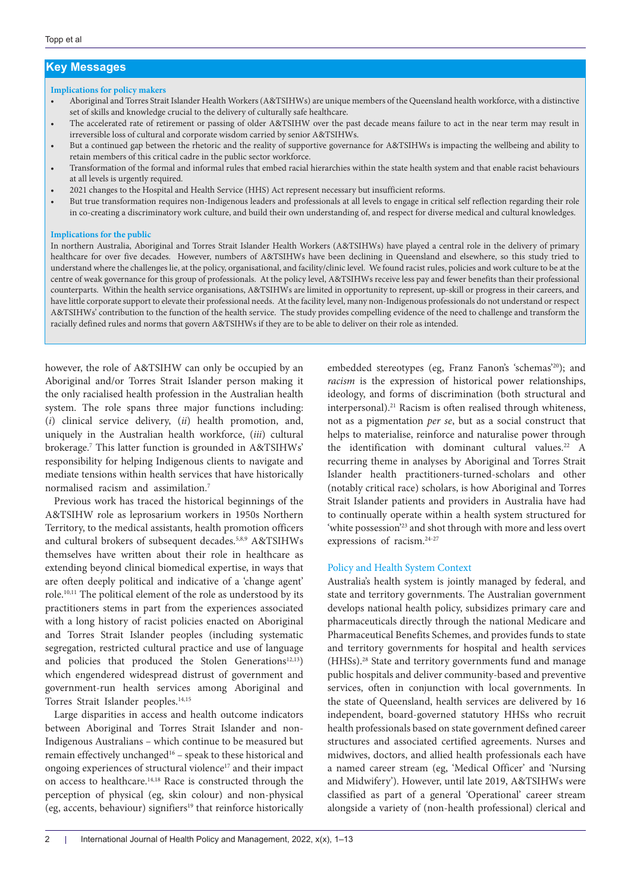## Key Messages

**Implications for policy makers**

- Aboriginal and Torres Strait Islander Health Workers (A&TSIHWs) are unique members of the Queensland health workforce, with a distinctive set of skills and knowledge crucial to the delivery of culturally safe healthcare.
- The accelerated rate of retirement or passing of older A&TSIHW over the past decade means failure to act in the near term may result in irreversible loss of cultural and corporate wisdom carried by senior A&TSIHWs.
- But a continued gap between the rhetoric and the reality of supportive governance for A&TSIHWs is impacting the wellbeing and ability to retain members of this critical cadre in the public sector workforce.
- Transformation of the formal and informal rules that embed racial hierarchies within the state health system and that enable racist behaviours at all levels is urgently required.
- 2021 changes to the Hospital and Health Service (HHS) Act represent necessary but insufficient reforms.
- But true transformation requires non-Indigenous leaders and professionals at all levels to engage in critical self reflection regarding their role in co-creating a discriminatory work culture, and build their own understanding of, and respect for diverse medical and cultural knowledges.

**Implications for the public**

In northern Australia, Aboriginal and Torres Strait Islander Health Workers (A&TSIHWs) have played a central role in the delivery of primary healthcare for over five decades. However, numbers of A&TSIHWs have been declining in Queensland and elsewhere, so this study tried to understand where the challenges lie, at the policy, organisational, and facility/clinic level. We found racist rules, policies and work culture to be at the centre of weak governance for this group of professionals. At the policy level, A&TSIHWs receive less pay and fewer benefits than their professional counterparts. Within the health service organisations, A&TSIHWs are limited in opportunity to represent, up-skill or progress in their careers, and have little corporate support to elevate their professional needs. At the facility level, many non-Indigenous professionals do not understand or respect A&TSIHWs' contribution to the function of the health service. The study provides compelling evidence of the need to challenge and transform the racially defined rules and norms that govern A&TSIHWs if they are to be able to deliver on their role as intended.

---

however, the role of A&TSIHW can only be occupied by an Aboriginal and/or Torres Strait Islander person making it the only racialised health profession in the Australian health system. The role spans three major functions including: (*i*) clinical service delivery, (*ii*) health promotion, and, uniquely in the Australian health workforce, (*iii*) cultural brokerage.[7] This latter function is grounded in A&TSIHWs' responsibility for helping Indigenous clients to navigate and mediate tensions within health services that have historically normalised racism and assimilation.[7]

Previous work has traced the historical beginnings of the A&TSIHW role as leprosarium workers in 1950s Northern Territory, to the medical assistants, health promotion officers and cultural brokers of subsequent decades.[5,8,9] A&TSIHWs themselves have written about their role in healthcare as extending beyond clinical biomedical expertise, in ways that are often deeply political and indicative of a 'change agent' role.[10,11] The political element of the role as understood by its practitioners stems in part from the experiences associated with a long history of racist policies enacted on Aboriginal and Torres Strait Islander peoples (including systematic segregation, restricted cultural practice and use of language and policies that produced the Stolen Generations[12,13]) which engendered widespread distrust of government and government-run health services among Aboriginal and Torres Strait Islander peoples.[14,15]

Large disparities in access and health outcome indicators between Aboriginal and Torres Strait Islander and non-Indigenous Australians – which continue to be measured but remain effectively unchanged[16] – speak to these historical and ongoing experiences of structural violence[17] and their impact on access to healthcare.[14,18] Race is constructed through the perception of physical (eg, skin colour) and non-physical (eg, accents, behaviour) signifiers[19] that reinforce historically embedded stereotypes (eg, Franz Fanon's 'schemas'[20]); and *racism* is the expression of historical power relationships, ideology, and forms of discrimination (both structural and interpersonal).[21] Racism is often realised through whiteness, not as a pigmentation *per se*, but as a social construct that helps to materialise, reinforce and naturalise power through the identification with dominant cultural values.[22] A recurring theme in analyses by Aboriginal and Torres Strait Islander health practitioners-turned-scholars and other (notably critical race) scholars, is how Aboriginal and Torres Strait Islander patients and providers in Australia have had to continually operate within a health system structured for 'white possession'[23] and shot through with more and less overt expressions of racism.[24-27]

### Policy and Health System Context

Australia's health system is jointly managed by federal, and state and territory governments. The Australian government develops national health policy, subsidizes primary care and pharmaceuticals directly through the national Medicare and Pharmaceutical Benefits Schemes, and provides funds to state and territory governments for hospital and health services (HHSs).[28] State and territory governments fund and manage public hospitals and deliver community-based and preventive services, often in conjunction with local governments. In the state of Queensland, health services are delivered by 16 independent, board-governed statutory HHSs who recruit health professionals based on state government defined career structures and associated certified agreements. Nurses and midwives, doctors, and allied health professionals each have a named career stream (eg, 'Medical Officer' and 'Nursing and Midwifery'). However, until late 2019, A&TSIHWs were classified as part of a general 'Operational' career stream alongside a variety of (non-health professional) clerical and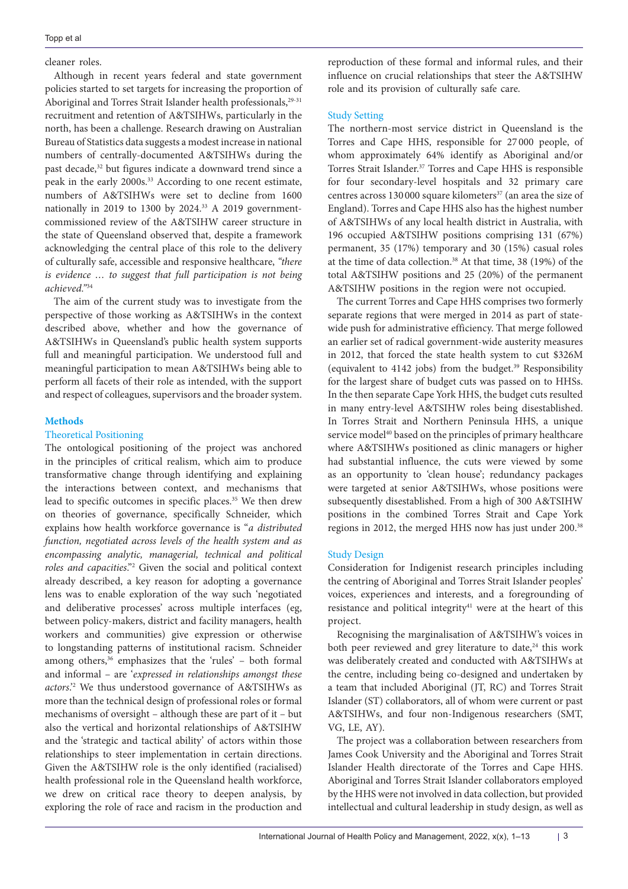cleaner roles.

Although in recent years federal and state government policies started to set targets for increasing the proportion of Aboriginal and Torres Strait Islander health professionals,[29-31] recruitment and retention of A&TSIHWs, particularly in the north, has been a challenge. Research drawing on Australian Bureau of Statistics data suggests a modest increase in national numbers of centrally-documented A&TSIHWs during the past decade,[32] but figures indicate a downward trend since a peak in the early 2000s.[33] According to one recent estimate, numbers of A&TSIHWs were set to decline from 1600 nationally in 2019 to 1300 by 2024.[33] A 2019 government-commissioned review of the A&TSIHW career structure in the state of Queensland observed that, despite a framework acknowledging the central place of this role to the delivery of culturally safe, accessible and responsive healthcare, *"there is evidence … to suggest that full participation is not being achieved."*[34]

The aim of the current study was to investigate from the perspective of those working as A&TSIHWs in the context described above, whether and how the governance of A&TSIHWs in Queensland's public health system supports full and meaningful participation. We understood full and meaningful participation to mean A&TSIHWs being able to perform all facets of their role as intended, with the support and respect of colleagues, supervisors and the broader system.

## Methods

### Theoretical Positioning

The ontological positioning of the project was anchored in the principles of critical realism, which aim to produce transformative change through identifying and explaining the interactions between context, and mechanisms that lead to specific outcomes in specific places.[35] We then drew on theories of governance, specifically Schneider, which explains how health workforce governance is "*a distributed function, negotiated across levels of the health system and as encompassing analytic, managerial, technical and political roles and capacities*."[2] Given the social and political context already described, a key reason for adopting a governance lens was to enable exploration of the way such 'negotiated and deliberative processes' across multiple interfaces (eg, between policy-makers, district and facility managers, health workers and communities) give expression or otherwise to longstanding patterns of institutional racism. Schneider among others,[36] emphasizes that the 'rules' – both formal and informal – are '*expressed in relationships amongst these actors*.'[2] We thus understood governance of A&TSIHWs as more than the technical design of professional roles or formal mechanisms of oversight – although these are part of it – but also the vertical and horizontal relationships of A&TSIHW and the 'strategic and tactical ability' of actors within those relationships to steer implementation in certain directions. Given the A&TSIHW role is the only identified (racialised) health professional role in the Queensland health workforce, we drew on critical race theory to deepen analysis, by exploring the role of race and racism in the production and reproduction of these formal and informal rules, and their influence on crucial relationships that steer the A&TSIHW role and its provision of culturally safe care.

### Study Setting

The northern-most service district in Queensland is the Torres and Cape HHS, responsible for 27 000 people, of whom approximately 64% identify as Aboriginal and/or Torres Strait Islander.[37] Torres and Cape HHS is responsible for four secondary-level hospitals and 32 primary care centres across 130 000 square kilometers[37] (an area the size of England). Torres and Cape HHS also has the highest number of A&TSIHWs of any local health district in Australia, with 196 occupied A&TSIHW positions comprising 131 (67%) permanent, 35 (17%) temporary and 30 (15%) casual roles at the time of data collection.[38] At that time, 38 (19%) of the total A&TSIHW positions and 25 (20%) of the permanent A&TSIHW positions in the region were not occupied.

The current Torres and Cape HHS comprises two formerly separate regions that were merged in 2014 as part of state-wide push for administrative efficiency. That merge followed an earlier set of radical government-wide austerity measures in 2012, that forced the state health system to cut $326M (equivalent to 4142 jobs) from the budget.[39] Responsibility for the largest share of budget cuts was passed on to HHSs. In the then separate Cape York HHS, the budget cuts resulted in many entry-level A&TSIHW roles being disestablished. In Torres Strait and Northern Peninsula HHS, a unique service model[40] based on the principles of primary healthcare where A&TSIHWs positioned as clinic managers or higher had substantial influence, the cuts were viewed by some as an opportunity to 'clean house'; redundancy packages were targeted at senior A&TSIHWs, whose positions were subsequently disestablished. From a high of 300 A&TSIHW positions in the combined Torres Strait and Cape York regions in 2012, the merged HHS now has just under 200.[38]

### Study Design

Consideration for Indigenist research principles including the centring of Aboriginal and Torres Strait Islander peoples' voices, experiences and interests, and a foregrounding of resistance and political integrity[41] were at the heart of this project.

Recognising the marginalisation of A&TSIHW's voices in both peer reviewed and grey literature to date,[24] this work was deliberately created and conducted with A&TSIHWs at the centre, including being co-designed and undertaken by a team that included Aboriginal (JT, RC) and Torres Strait Islander (ST) collaborators, all of whom were current or past A&TSIHWs, and four non-Indigenous researchers (SMT, VG, LE, AY).

The project was a collaboration between researchers from James Cook University and the Aboriginal and Torres Strait Islander Health directorate of the Torres and Cape HHS. Aboriginal and Torres Strait Islander collaborators employed by the HHS were not involved in data collection, but provided intellectual and cultural leadership in study design, as well as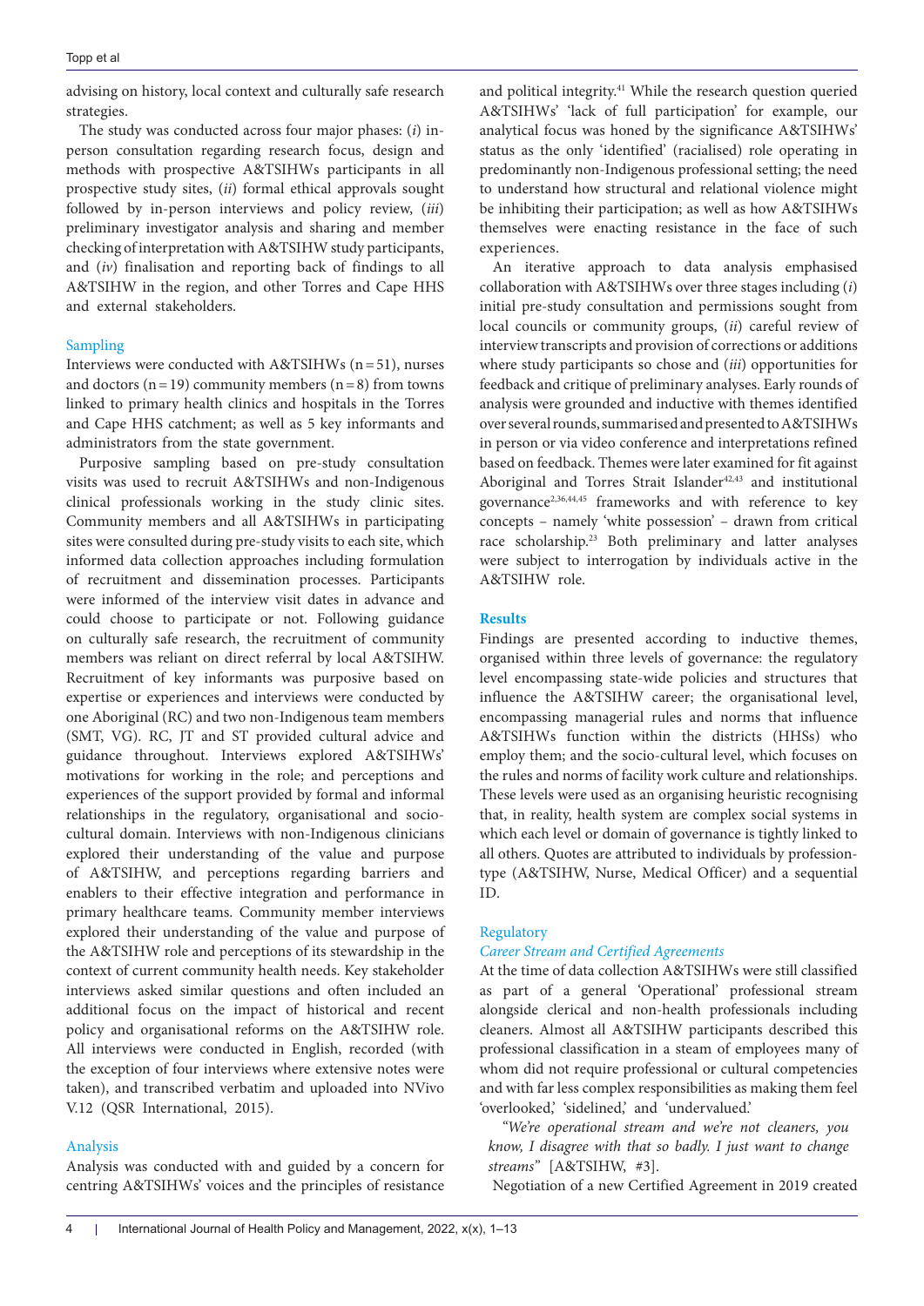advising on history, local context and culturally safe research strategies.

The study was conducted across four major phases: (*i*) in-person consultation regarding research focus, design and methods with prospective A&TSIHWs participants in all prospective study sites, (*ii*) formal ethical approvals sought followed by in-person interviews and policy review, (*iii*) preliminary investigator analysis and sharing and member checking of interpretation with A&TSIHW study participants, and (*iv*) finalisation and reporting back of findings to all A&TSIHW in the region, and other Torres and Cape HHS and external stakeholders.

### Sampling

Interviews were conducted with A&TSIHWs (n = 51), nurses and doctors (n = 19) community members (n = 8) from towns linked to primary health clinics and hospitals in the Torres and Cape HHS catchment; as well as 5 key informants and administrators from the state government.

Purposive sampling based on pre-study consultation visits was used to recruit A&TSIHWs and non-Indigenous clinical professionals working in the study clinic sites. Community members and all A&TSIHWs in participating sites were consulted during pre-study visits to each site, which informed data collection approaches including formulation of recruitment and dissemination processes. Participants were informed of the interview visit dates in advance and could choose to participate or not. Following guidance on culturally safe research, the recruitment of community members was reliant on direct referral by local A&TSIHW. Recruitment of key informants was purposive based on expertise or experiences and interviews were conducted by one Aboriginal (RC) and two non-Indigenous team members (SMT, VG). RC, JT and ST provided cultural advice and guidance throughout. Interviews explored A&TSIHWs' motivations for working in the role; and perceptions and experiences of the support provided by formal and informal relationships in the regulatory, organisational and socio-cultural domain. Interviews with non-Indigenous clinicians explored their understanding of the value and purpose of A&TSIHW, and perceptions regarding barriers and enablers to their effective integration and performance in primary healthcare teams. Community member interviews explored their understanding of the value and purpose of the A&TSIHW role and perceptions of its stewardship in the context of current community health needs. Key stakeholder interviews asked similar questions and often included an additional focus on the impact of historical and recent policy and organisational reforms on the A&TSIHW role. All interviews were conducted in English, recorded (with the exception of four interviews where extensive notes were taken), and transcribed verbatim and uploaded into NVivo V.12 (QSR International, 2015).

### Analysis

Analysis was conducted with and guided by a concern for centring A&TSIHWs' voices and the principles of resistance and political integrity.[41] While the research question queried A&TSIHWs' 'lack of full participation' for example, our analytical focus was honed by the significance A&TSIHWs' status as the only 'identified' (racialised) role operating in predominantly non-Indigenous professional setting; the need to understand how structural and relational violence might be inhibiting their participation; as well as how A&TSIHWs themselves were enacting resistance in the face of such experiences.

An iterative approach to data analysis emphasised collaboration with A&TSIHWs over three stages including (*i*) initial pre-study consultation and permissions sought from local councils or community groups, (*ii*) careful review of interview transcripts and provision of corrections or additions where study participants so chose and (*iii*) opportunities for feedback and critique of preliminary analyses. Early rounds of analysis were grounded and inductive with themes identified over several rounds, summarised and presented to A&TSIHWs in person or via video conference and interpretations refined based on feedback. Themes were later examined for fit against Aboriginal and Torres Strait Islander[42,43] and institutional governance[2,36,44,45] frameworks and with reference to key concepts – namely 'white possession' – drawn from critical race scholarship.[23] Both preliminary and latter analyses were subject to interrogation by individuals active in the A&TSIHW role.

## Results

Findings are presented according to inductive themes, organised within three levels of governance: the regulatory level encompassing state-wide policies and structures that influence the A&TSIHW career; the organisational level, encompassing managerial rules and norms that influence A&TSIHWs function within the districts (HHSs) who employ them; and the socio-cultural level, which focuses on the rules and norms of facility work culture and relationships. These levels were used as an organising heuristic recognising that, in reality, health system are complex social systems in which each level or domain of governance is tightly linked to all others. Quotes are attributed to individuals by profession-type (A&TSIHW, Nurse, Medical Officer) and a sequential ID.

### Regulatory

#### *Career Stream and Certified Agreements*

At the time of data collection A&TSIHWs were still classified as part of a general 'Operational' professional stream alongside clerical and non-health professionals including cleaners. Almost all A&TSIHW participants described this professional classification in a steam of employees many of whom did not require professional or cultural competencies and with far less complex responsibilities as making them feel 'overlooked,' 'sidelined,' and 'undervalued.'

*"We're operational stream and we're not cleaners, you know, I disagree with that so badly. I just want to change streams"* [A&TSIHW, #3].

Negotiation of a new Certified Agreement in 2019 created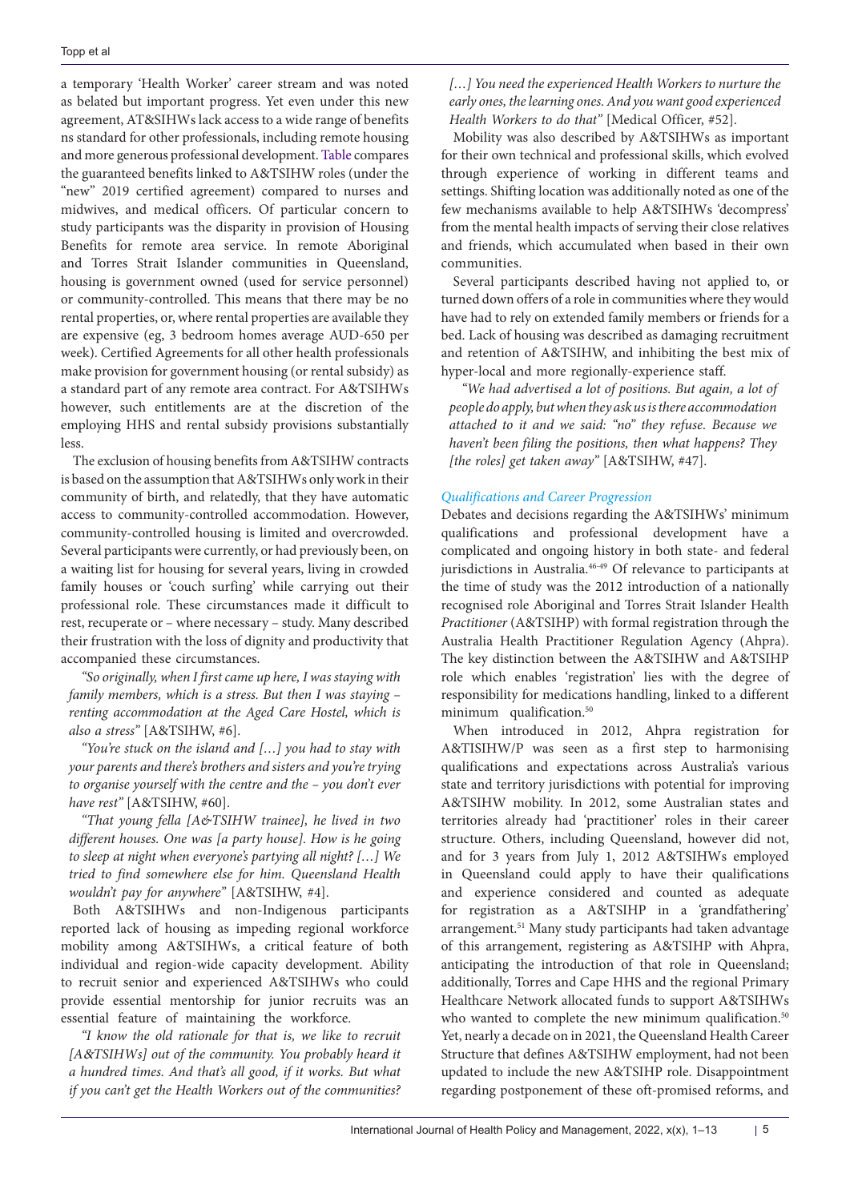a temporary 'Health Worker' career stream and was noted as belated but important progress. Yet even under this new agreement, AT&SIHWs lack access to a wide range of benefits ns standard for other professionals, including remote housing and more generous professional development. Table compares the guaranteed benefits linked to A&TSIHW roles (under the "new" 2019 certified agreement) compared to nurses and midwives, and medical officers. Of particular concern to study participants was the disparity in provision of Housing Benefits for remote area service. In remote Aboriginal and Torres Strait Islander communities in Queensland, housing is government owned (used for service personnel) or community-controlled. This means that there may be no rental properties, or, where rental properties are available they are expensive (eg, 3 bedroom homes average AUD-650 per week). Certified Agreements for all other health professionals make provision for government housing (or rental subsidy) as a standard part of any remote area contract. For A&TSIHWs however, such entitlements are at the discretion of the employing HHS and rental subsidy provisions substantially less.

The exclusion of housing benefits from A&TSIHW contracts is based on the assumption that A&TSIHWs only work in their community of birth, and relatedly, that they have automatic access to community-controlled accommodation. However, community-controlled housing is limited and overcrowded. Several participants were currently, or had previously been, on a waiting list for housing for several years, living in crowded family houses or 'couch surfing' while carrying out their professional role. These circumstances made it difficult to rest, recuperate or – where necessary – study. Many described their frustration with the loss of dignity and productivity that accompanied these circumstances.

*"So originally, when I first came up here, I was staying with family members, which is a stress. But then I was staying – renting accommodation at the Aged Care Hostel, which is also a stress"* [A&TSIHW, #6].

*"You're stuck on the island and […] you had to stay with your parents and there's brothers and sisters and you're trying to organise yourself with the centre and the – you don't ever have rest"* [A&TSIHW, #60].

*"That young fella [A&TSIHW trainee], he lived in two different houses. One was [a party house]. How is he going to sleep at night when everyone's partying all night? […] We tried to find somewhere else for him. Queensland Health wouldn't pay for anywhere"* [A&TSIHW, #4].

Both A&TSIHWs and non-Indigenous participants reported lack of housing as impeding regional workforce mobility among A&TSIHWs, a critical feature of both individual and region-wide capacity development. Ability to recruit senior and experienced A&TSIHWs who could provide essential mentorship for junior recruits was an essential feature of maintaining the workforce.

*"I know the old rationale for that is, we like to recruit [A&TSIHWs] out of the community. You probably heard it a hundred times. And that's all good, if it works. But what if you can't get the Health Workers out of the communities? […] You need the experienced Health Workers to nurture the early ones, the learning ones. And you want good experienced Health Workers to do that"* [Medical Officer, #52].

Mobility was also described by A&TSIHWs as important for their own technical and professional skills, which evolved through experience of working in different teams and settings. Shifting location was additionally noted as one of the few mechanisms available to help A&TSIHWs 'decompress' from the mental health impacts of serving their close relatives and friends, which accumulated when based in their own communities.

Several participants described having not applied to, or turned down offers of a role in communities where they would have had to rely on extended family members or friends for a bed. Lack of housing was described as damaging recruitment and retention of A&TSIHW, and inhibiting the best mix of hyper-local and more regionally-experience staff.

*"We had advertised a lot of positions. But again, a lot of people do apply, but when they ask us is there accommodation attached to it and we said: "no" they refuse. Because we haven't been filing the positions, then what happens? They [the roles] get taken away"* [A&TSIHW, #47].

### *Qualifications and Career Progression*

Debates and decisions regarding the A&TSIHWs' minimum qualifications and professional development have a complicated and ongoing history in both state- and federal jurisdictions in Australia.[46-49] Of relevance to participants at the time of study was the 2012 introduction of a nationally recognised role Aboriginal and Torres Strait Islander Health *Practitioner* (A&TSIHP) with formal registration through the Australia Health Practitioner Regulation Agency (Ahpra). The key distinction between the A&TSIHW and A&TSIHP role which enables 'registration' lies with the degree of responsibility for medications handling, linked to a different minimum qualification.[50]

When introduced in 2012, Ahpra registration for A&TISIHW/P was seen as a first step to harmonising qualifications and expectations across Australia's various state and territory jurisdictions with potential for improving A&TSIHW mobility. In 2012, some Australian states and territories already had 'practitioner' roles in their career structure. Others, including Queensland, however did not, and for 3 years from July 1, 2012 A&TSIHWs employed in Queensland could apply to have their qualifications and experience considered and counted as adequate for registration as a A&TSIHP in a 'grandfathering' arrangement.[51] Many study participants had taken advantage of this arrangement, registering as A&TSIHP with Ahpra, anticipating the introduction of that role in Queensland; additionally, Torres and Cape HHS and the regional Primary Healthcare Network allocated funds to support A&TSIHWs who wanted to complete the new minimum qualification.[50] Yet, nearly a decade on in 2021, the Queensland Health Career Structure that defines A&TSIHW employment, had not been updated to include the new A&TSIHP role. Disappointment regarding postponement of these oft-promised reforms, and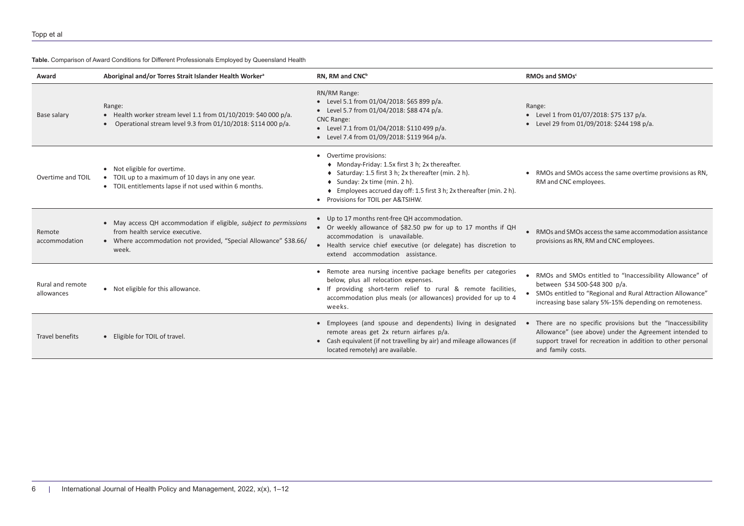**Table.** Comparison of Award Conditions for Different Professionals Employed by Queensland Health

| Award | Aboriginal and/or Torres Strait Islander Health Worker[a] | RN, RM and CNC[b] | RMOs and SMOs[c] |
|---|---|---|---|
| Base salary | Range:<br>• Health worker stream level 1.1 from 01/10/2019: $40 000 p/a.<br>• Operational stream level 9.3 from 01/10/2018: $114 000 p/a. | RN/RM Range:<br>• Level 5.1 from 01/04/2018: $65 899 p/a.<br>• Level 5.7 from 01/04/2018: $88 474 p/a.<br>CNC Range:<br>• Level 7.1 from 01/04/2018: $110 499 p/a.<br>• Level 7.4 from 01/09/2018: $119 964 p/a. | Range:<br>• Level 1 from 01/07/2018: $75 137 p/a.<br>• Level 29 from 01/09/2018: $244 198 p/a. |
| Overtime and TOIL | • Not eligible for overtime.<br>• TOIL up to a maximum of 10 days in any one year.<br>• TOIL entitlements lapse if not used within 6 months. | • Overtime provisions:<br>♦ Monday-Friday: 1.5x first 3 h; 2x thereafter.<br>♦ Saturday: 1.5 first 3 h; 2x thereafter (min. 2 h).<br>♦ Sunday: 2x time (min. 2 h).<br>♦ Employees accrued day off: 1.5 first 3 h; 2x thereafter (min. 2 h).<br>• Provisions for TOIL per A&TSIHW. | • RMOs and SMOs access the same overtime provisions as RN, RM and CNC employees. |
| Remote accommodation | • May access QH accommodation if eligible, *subject to permissions* from health service executive.<br>• Where accommodation not provided, "Special Allowance" $38.66/week. | • Up to 17 months rent-free QH accommodation.<br>• Or weekly allowance of $82.50 pw for up to 17 months if QH accommodation is unavailable.<br>• Health service chief executive (or delegate) has discretion to extend accommodation assistance. | • RMOs and SMOs access the same accommodation assistance provisions as RN, RM and CNC employees. |
| Rural and remote allowances | • Not eligible for this allowance. | • Remote area nursing incentive package benefits per categories below, plus all relocation expenses.<br>• If providing short-term relief to rural & remote facilities, accommodation plus meals (or allowances) provided for up to 4 weeks. | • RMOs and SMOs entitled to "Inaccessibility Allowance" of between $34 500-$48 300 p/a.<br>• SMOs entitled to "Regional and Rural Attraction Allowance" increasing base salary 5%-15% depending on remoteness. |
| Travel benefits | • Eligible for TOIL of travel. | • Employees (and spouse and dependents) living in designated remote areas get 2x return airfares p/a.<br>• Cash equivalent (if not travelling by air) and mileage allowances (if located remotely) are available. | • There are no specific provisions but the "Inaccessibility Allowance" (see above) under the Agreement intended to support travel for recreation in addition to other personal and family costs. |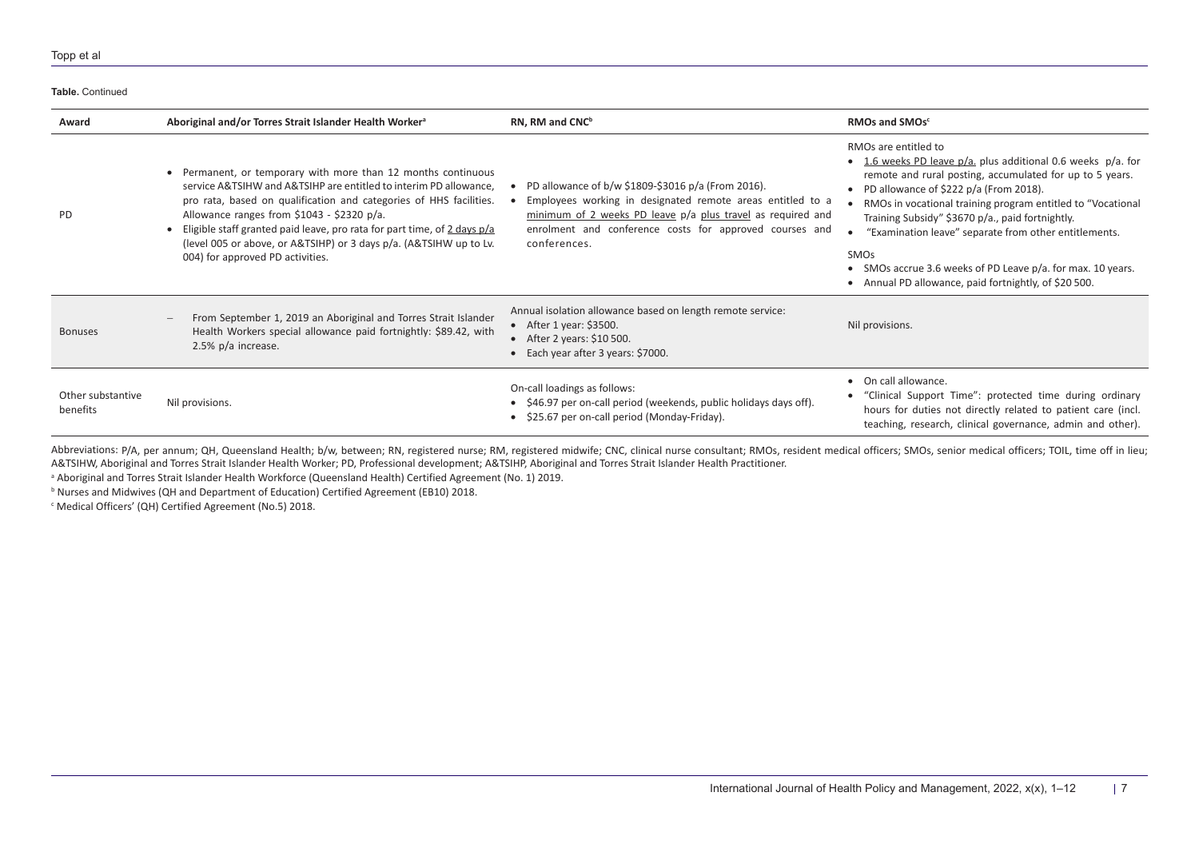**Table.** Continued

| Award | Aboriginal and/or Torres Strait Islander Health Worker[a] | RN, RM and CNC[b] | RMOs and SMOs[c] |
|---|---|---|---|
| PD | • Permanent, or temporary with more than 12 months continuous service A&TSIHW and A&TSIHP are entitled to interim PD allowance, pro rata, based on qualification and categories of HHS facilities. Allowance ranges from $1043 - $2320 p/a.<br>• Eligible staff granted paid leave, pro rata for part time, of 2 days p/a (level 005 or above, or A&TSIHP) or 3 days p/a. (A&TSIHW up to Lv. 004) for approved PD activities. | • PD allowance of b/w $1809-$3016 p/a (From 2016).<br>• Employees working in designated remote areas entitled to a minimum of 2 weeks PD leave p/a plus travel as required and enrolment and conference costs for approved courses and conferences. | RMOs are entitled to<br>• 1.6 weeks PD leave p/a. plus additional 0.6 weeks p/a. for remote and rural posting, accumulated for up to 5 years.<br>• PD allowance of $222 p/a (From 2018).<br>• RMOs in vocational training program entitled to "Vocational Training Subsidy" $3670 p/a., paid fortnightly.<br>• "Examination leave" separate from other entitlements.<br>SMOs<br>• SMOs accrue 3.6 weeks of PD Leave p/a. for max. 10 years.<br>• Annual PD allowance, paid fortnightly, of $20 500. |
| Bonuses | – From September 1, 2019 an Aboriginal and Torres Strait Islander Health Workers special allowance paid fortnightly: $89.42, with 2.5% p/a increase. | Annual isolation allowance based on length remote service:<br>• After 1 year: $3500.<br>• After 2 years: $10 500.<br>• Each year after 3 years: $7000. | Nil provisions. |
| Other substantive benefits | Nil provisions. | On-call loadings as follows:<br>• $46.97 per on-call period (weekends, public holidays days off).<br>• $25.67 per on-call period (Monday-Friday). | • On call allowance.<br>• "Clinical Support Time": protected time during ordinary hours for duties not directly related to patient care (incl. teaching, research, clinical governance, admin and other). |

Abbreviations: P/A, per annum; QH, Queensland Health; b/w, between; RN, registered nurse; RM, registered midwife; CNC, clinical nurse consultant; RMOs, resident medical officers; SMOs, senior medical officers; TOIL, time off in lieu; A&TSIHW, Aboriginal and Torres Strait Islander Health Worker; PD, Professional development; A&TSIHP, Aboriginal and Torres Strait Islander Health Practitioner.

[a] Aboriginal and Torres Strait Islander Health Workforce (Queensland Health) Certified Agreement (No. 1) 2019.

[b] Nurses and Midwives (QH and Department of Education) Certified Agreement (EB10) 2018.

[c] Medical Officers' (QH) Certified Agreement (No.5) 2018.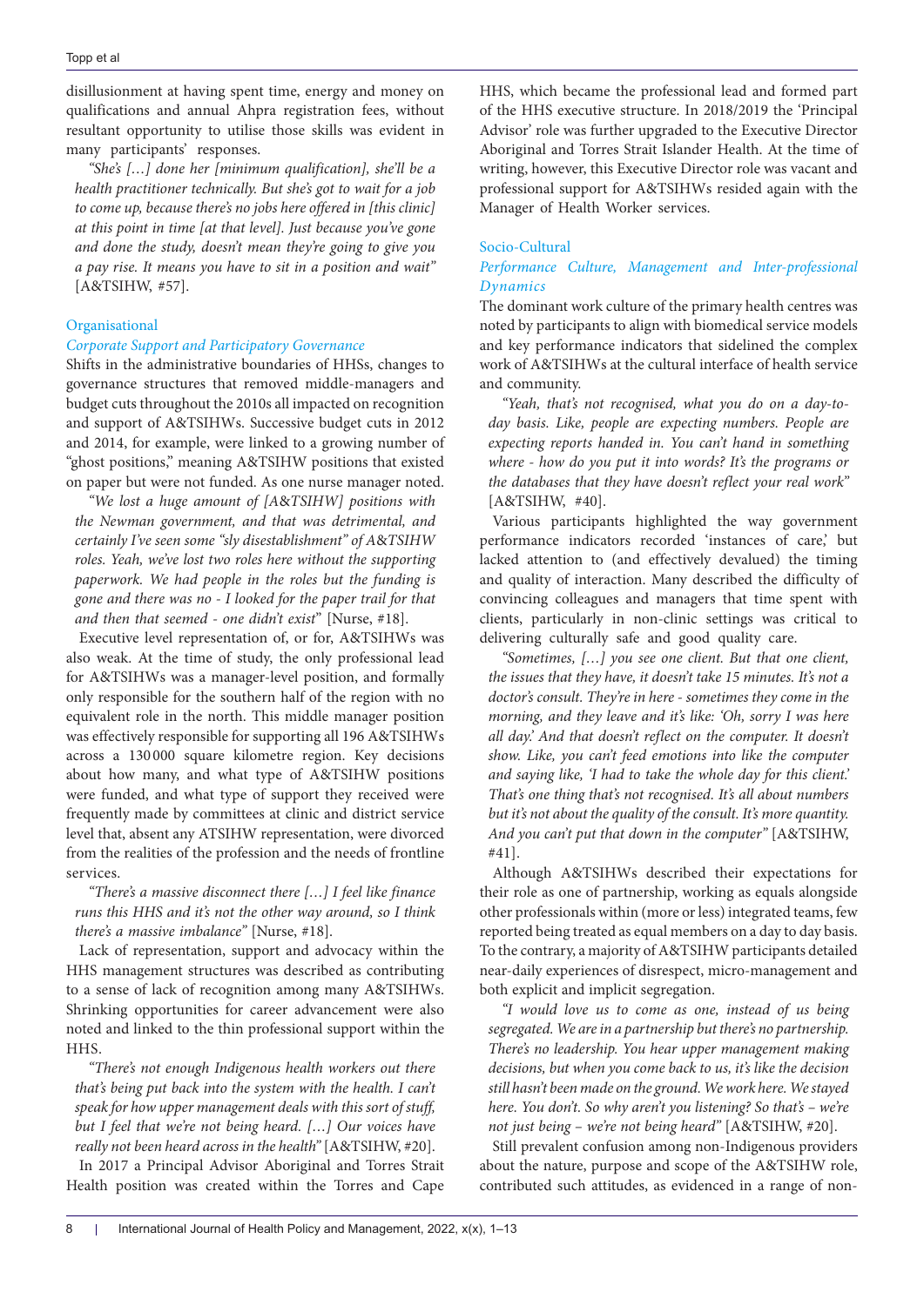disillusionment at having spent time, energy and money on qualifications and annual Ahpra registration fees, without resultant opportunity to utilise those skills was evident in many participants' responses.

*"She's […] done her [minimum qualification], she'll be a health practitioner technically. But she's got to wait for a job to come up, because there's no jobs here offered in [this clinic] at this point in time [at that level]. Just because you've gone and done the study, doesn't mean they're going to give you a pay rise. It means you have to sit in a position and wait"* [A&TSIHW, #57].

### Organisational

#### *Corporate Support and Participatory Governance*

Shifts in the administrative boundaries of HHSs, changes to governance structures that removed middle-managers and budget cuts throughout the 2010s all impacted on recognition and support of A&TSIHWs. Successive budget cuts in 2012 and 2014, for example, were linked to a growing number of "ghost positions," meaning A&TSIHW positions that existed on paper but were not funded. As one nurse manager noted.

*"We lost a huge amount of [A&TSIHW] positions with the Newman government, and that was detrimental, and certainly I've seen some "sly disestablishment" of A&TSIHW roles. Yeah, we've lost two roles here without the supporting paperwork. We had people in the roles but the funding is gone and there was no - I looked for the paper trail for that and then that seemed - one didn't exist"* [Nurse, #18].

Executive level representation of, or for, A&TSIHWs was also weak. At the time of study, the only professional lead for A&TSIHWs was a manager-level position, and formally only responsible for the southern half of the region with no equivalent role in the north. This middle manager position was effectively responsible for supporting all 196 A&TSIHWs across a 130 000 square kilometre region. Key decisions about how many, and what type of A&TSIHW positions were funded, and what type of support they received were frequently made by committees at clinic and district service level that, absent any ATSIHW representation, were divorced from the realities of the profession and the needs of frontline services.

*"There's a massive disconnect there […] I feel like finance runs this HHS and it's not the other way around, so I think there's a massive imbalance"* [Nurse, #18].

Lack of representation, support and advocacy within the HHS management structures was described as contributing to a sense of lack of recognition among many A&TSIHWs. Shrinking opportunities for career advancement were also noted and linked to the thin professional support within the HHS.

*"There's not enough Indigenous health workers out there that's being put back into the system with the health. I can't speak for how upper management deals with this sort of stuff, but I feel that we're not being heard. […] Our voices have really not been heard across in the health"* [A&TSIHW, #20].

In 2017 a Principal Advisor Aboriginal and Torres Strait Health position was created within the Torres and Cape HHS, which became the professional lead and formed part of the HHS executive structure. In 2018/2019 the 'Principal Advisor' role was further upgraded to the Executive Director Aboriginal and Torres Strait Islander Health. At the time of writing, however, this Executive Director role was vacant and professional support for A&TSIHWs resided again with the Manager of Health Worker services.

### Socio-Cultural

#### *Performance Culture, Management and Inter-professional Dynamics*

The dominant work culture of the primary health centres was noted by participants to align with biomedical service models and key performance indicators that sidelined the complex work of A&TSIHWs at the cultural interface of health service and community.

*"Yeah, that's not recognised, what you do on a day-to-day basis. Like, people are expecting numbers. People are expecting reports handed in. You can't hand in something where - how do you put it into words? It's the programs or the databases that they have doesn't reflect your real work"* [A&TSIHW, #40].

Various participants highlighted the way government performance indicators recorded 'instances of care,' but lacked attention to (and effectively devalued) the timing and quality of interaction. Many described the difficulty of convincing colleagues and managers that time spent with clients, particularly in non-clinic settings was critical to delivering culturally safe and good quality care.

*"Sometimes, […] you see one client. But that one client, the issues that they have, it doesn't take 15 minutes. It's not a doctor's consult. They're in here - sometimes they come in the morning, and they leave and it's like: 'Oh, sorry I was here all day.' And that doesn't reflect on the computer. It doesn't show. Like, you can't feed emotions into like the computer and saying like, 'I had to take the whole day for this client.' That's one thing that's not recognised. It's all about numbers but it's not about the quality of the consult. It's more quantity. And you can't put that down in the computer"* [A&TSIHW, #41].

Although A&TSIHWs described their expectations for their role as one of partnership, working as equals alongside other professionals within (more or less) integrated teams, few reported being treated as equal members on a day to day basis. To the contrary, a majority of A&TSIHW participants detailed near-daily experiences of disrespect, micro-management and both explicit and implicit segregation.

*"I would love us to come as one, instead of us being segregated. We are in a partnership but there's no partnership. There's no leadership. You hear upper management making decisions, but when you come back to us, it's like the decision still hasn't been made on the ground. We work here. We stayed here. You don't. So why aren't you listening? So that's – we're not just being – we're not being heard"* [A&TSIHW, #20].

Still prevalent confusion among non-Indigenous providers about the nature, purpose and scope of the A&TSIHW role, contributed such attitudes, as evidenced in a range of non-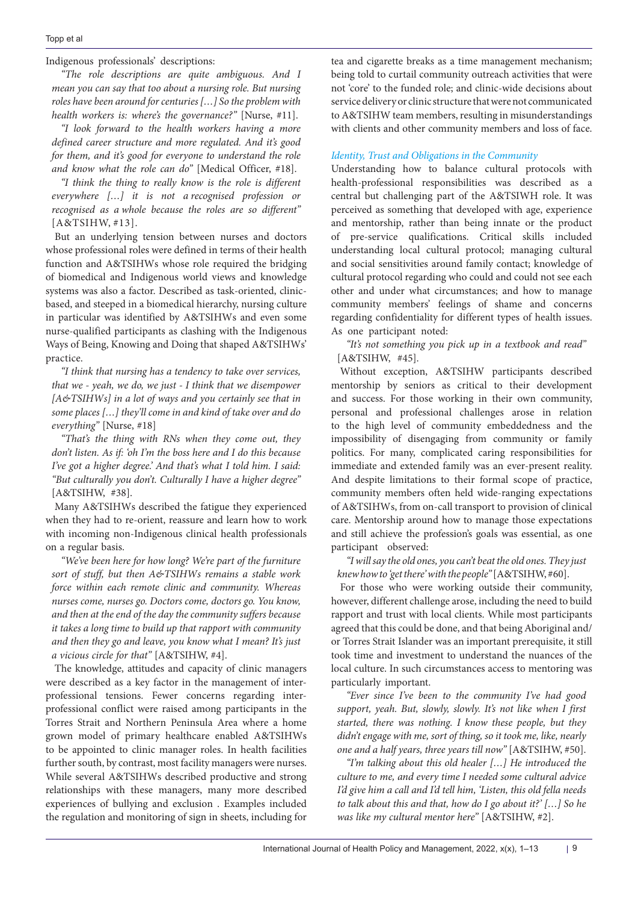Indigenous professionals' descriptions:

*"The role descriptions are quite ambiguous. And I mean you can say that too about a nursing role. But nursing roles have been around for centuries […] So the problem with health workers is: where's the governance?"* [Nurse, #11].

*"I look forward to the health workers having a more defined career structure and more regulated. And it's good for them, and it's good for everyone to understand the role and know what the role can do"* [Medical Officer, #18].

*"I think the thing to really know is the role is different everywhere […] it is not a recognised profession or recognised as a whole because the roles are so different"* [A&TSIHW, #13].

But an underlying tension between nurses and doctors whose professional roles were defined in terms of their health function and A&TSIHWs whose role required the bridging of biomedical and Indigenous world views and knowledge systems was also a factor. Described as task-oriented, clinic-based, and steeped in a biomedical hierarchy, nursing culture in particular was identified by A&TSIHWs and even some nurse-qualified participants as clashing with the Indigenous Ways of Being, Knowing and Doing that shaped A&TSIHWs' practice.

*"I think that nursing has a tendency to take over services, that we - yeah, we do, we just - I think that we disempower [A&TSIHWs] in a lot of ways and you certainly see that in some places […] they'll come in and kind of take over and do everything"* [Nurse, #18]

*"That's the thing with RNs when they come out, they don't listen. As if: 'oh I'm the boss here and I do this because I've got a higher degree.' And that's what I told him. I said: "But culturally you don't. Culturally I have a higher degree"* [A&TSIHW, #38].

Many A&TSIHWs described the fatigue they experienced when they had to re-orient, reassure and learn how to work with incoming non-Indigenous clinical health professionals on a regular basis.

*"We've been here for how long? We're part of the furniture sort of stuff, but then A&TSIHWs remains a stable work force within each remote clinic and community. Whereas nurses come, nurses go. Doctors come, doctors go. You know, and then at the end of the day the community suffers because it takes a long time to build up that rapport with community and then they go and leave, you know what I mean? It's just a vicious circle for that"* [A&TSIHW, #4].

The knowledge, attitudes and capacity of clinic managers were described as a key factor in the management of inter-professional tensions. Fewer concerns regarding inter-professional conflict were raised among participants in the Torres Strait and Northern Peninsula Area where a home grown model of primary healthcare enabled A&TSIHWs to be appointed to clinic manager roles. In health facilities further south, by contrast, most facility managers were nurses. While several A&TSIHWs described productive and strong relationships with these managers, many more described experiences of bullying and exclusion . Examples included the regulation and monitoring of sign in sheets, including for tea and cigarette breaks as a time management mechanism; being told to curtail community outreach activities that were not 'core' to the funded role; and clinic-wide decisions about service delivery or clinic structure that were not communicated to A&TSIHW team members, resulting in misunderstandings with clients and other community members and loss of face.

### *Identity, Trust and Obligations in the Community*

Understanding how to balance cultural protocols with health-professional responsibilities was described as a central but challenging part of the A&TSIWH role. It was perceived as something that developed with age, experience and mentorship, rather than being innate or the product of pre-service qualifications. Critical skills included understanding local cultural protocol; managing cultural and social sensitivities around family contact; knowledge of cultural protocol regarding who could and could not see each other and under what circumstances; and how to manage community members' feelings of shame and concerns regarding confidentiality for different types of health issues. As one participant noted:

*"It's not something you pick up in a textbook and read"* [A&TSIHW, #45].

Without exception, A&TSIHW participants described mentorship by seniors as critical to their development and success. For those working in their own community, personal and professional challenges arose in relation to the high level of community embeddedness and the impossibility of disengaging from community or family politics. For many, complicated caring responsibilities for immediate and extended family was an ever-present reality. And despite limitations to their formal scope of practice, community members often held wide-ranging expectations of A&TSIHWs, from on-call transport to provision of clinical care. Mentorship around how to manage those expectations and still achieve the profession's goals was essential, as one participant observed:

*"I will say the old ones, you can't beat the old ones. They just knew how to 'get there' with the people"* [A&TSIHW, #60].

For those who were working outside their community, however, different challenge arose, including the need to build rapport and trust with local clients. While most participants agreed that this could be done, and that being Aboriginal and/or Torres Strait Islander was an important prerequisite, it still took time and investment to understand the nuances of the local culture. In such circumstances access to mentoring was particularly important.

*"Ever since I've been to the community I've had good support, yeah. But, slowly, slowly. It's not like when I first started, there was nothing. I know these people, but they didn't engage with me, sort of thing, so it took me, like, nearly one and a half years, three years till now"* [A&TSIHW, #50].

*"I'm talking about this old healer […] He introduced the culture to me, and every time I needed some cultural advice I'd give him a call and I'd tell him, 'Listen, this old fella needs to talk about this and that, how do I go about it?' […] So he was like my cultural mentor here"* [A&TSIHW, #2].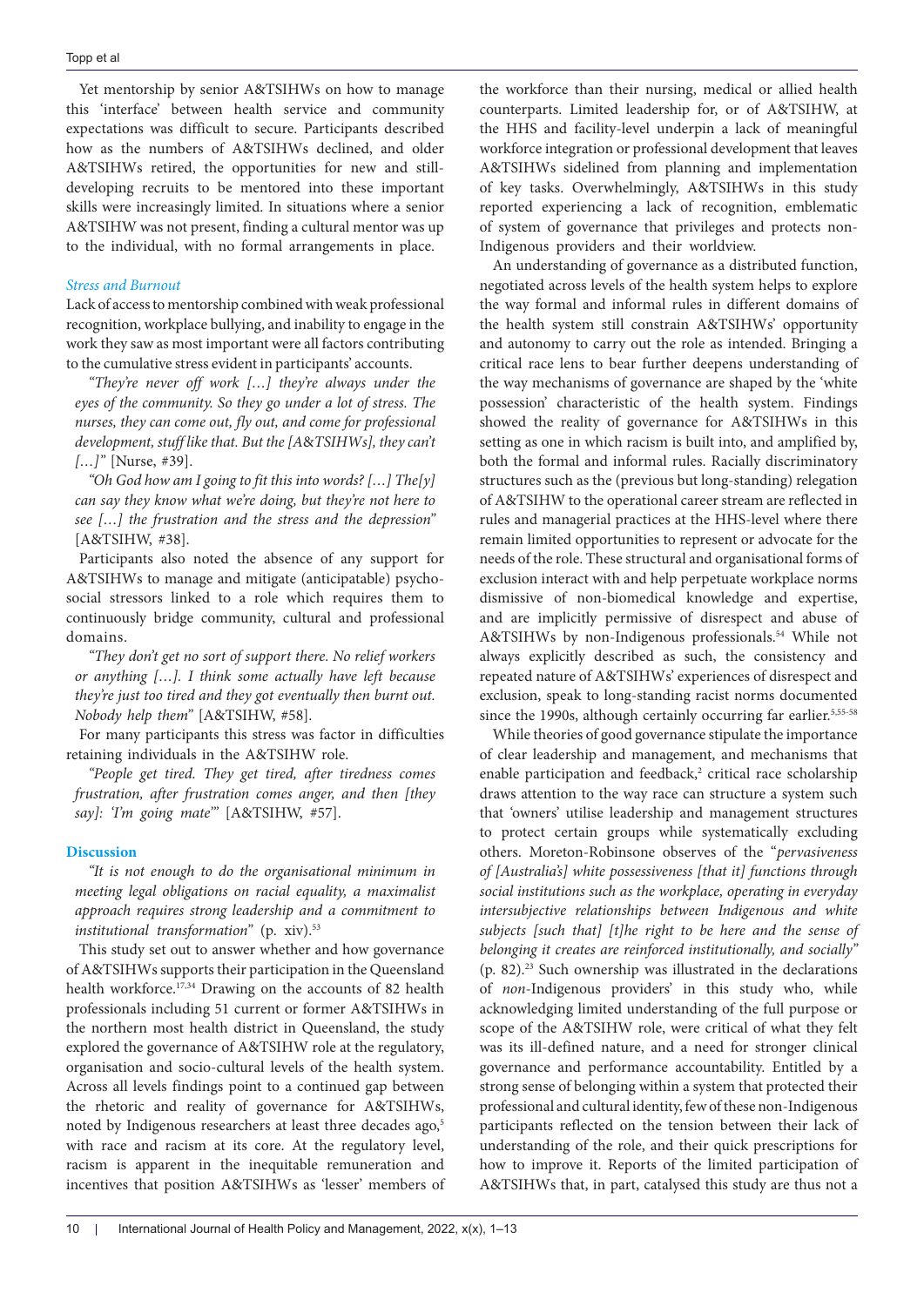Yet mentorship by senior A&TSIHWs on how to manage this 'interface' between health service and community expectations was difficult to secure. Participants described how as the numbers of A&TSIHWs declined, and older A&TSIHWs retired, the opportunities for new and still-developing recruits to be mentored into these important skills were increasingly limited. In situations where a senior A&TSIHW was not present, finding a cultural mentor was up to the individual, with no formal arrangements in place.

### *Stress and Burnout*

Lack of access to mentorship combined with weak professional recognition, workplace bullying, and inability to engage in the work they saw as most important were all factors contributing to the cumulative stress evident in participants' accounts.

*"They're never off work […] they're always under the eyes of the community. So they go under a lot of stress. The nurses, they can come out, fly out, and come for professional development, stuff like that. But the [A&TSIHWs], they can't […]"* [Nurse, #39].

*"Oh God how am I going to fit this into words? […] The[y] can say they know what we're doing, but they're not here to see […] the frustration and the stress and the depression"* [A&TSIHW, #38].

Participants also noted the absence of any support for A&TSIHWs to manage and mitigate (anticipatable) psychosocial stressors linked to a role which requires them to continuously bridge community, cultural and professional domains.

*"They don't get no sort of support there. No relief workers or anything […]. I think some actually have left because they're just too tired and they got eventually then burnt out. Nobody help them"* [A&TSIHW, #58].

For many participants this stress was factor in difficulties retaining individuals in the A&TSIHW role.

*"People get tired. They get tired, after tiredness comes frustration, after frustration comes anger, and then [they say]: 'I'm going mate'"* [A&TSIHW, #57].

## Discussion

*"It is not enough to do the organisational minimum in meeting legal obligations on racial equality, a maximalist approach requires strong leadership and a commitment to institutional transformation"* (p. xiv).[53]

This study set out to answer whether and how governance of A&TSIHWs supports their participation in the Queensland health workforce.[17,34] Drawing on the accounts of 82 health professionals including 51 current or former A&TSIHWs in the northern most health district in Queensland, the study explored the governance of A&TSIHW role at the regulatory, organisation and socio-cultural levels of the health system. Across all levels findings point to a continued gap between the rhetoric and reality of governance for A&TSIHWs, noted by Indigenous researchers at least three decades ago,[5] with race and racism at its core. At the regulatory level, racism is apparent in the inequitable remuneration and incentives that position A&TSIHWs as 'lesser' members of the workforce than their nursing, medical or allied health counterparts. Limited leadership for, or of A&TSIHW, at the HHS and facility-level underpin a lack of meaningful workforce integration or professional development that leaves A&TSIHWs sidelined from planning and implementation of key tasks. Overwhelmingly, A&TSIHWs in this study reported experiencing a lack of recognition, emblematic of system of governance that privileges and protects non-Indigenous providers and their worldview.

An understanding of governance as a distributed function, negotiated across levels of the health system helps to explore the way formal and informal rules in different domains of the health system still constrain A&TSIHWs' opportunity and autonomy to carry out the role as intended. Bringing a critical race lens to bear further deepens understanding of the way mechanisms of governance are shaped by the 'white possession' characteristic of the health system. Findings showed the reality of governance for A&TSIHWs in this setting as one in which racism is built into, and amplified by, both the formal and informal rules. Racially discriminatory structures such as the (previous but long-standing) relegation of A&TSIHW to the operational career stream are reflected in rules and managerial practices at the HHS-level where there remain limited opportunities to represent or advocate for the needs of the role. These structural and organisational forms of exclusion interact with and help perpetuate workplace norms dismissive of non-biomedical knowledge and expertise, and are implicitly permissive of disrespect and abuse of A&TSIHWs by non-Indigenous professionals.[54] While not always explicitly described as such, the consistency and repeated nature of A&TSIHWs' experiences of disrespect and exclusion, speak to long-standing racist norms documented since the 1990s, although certainly occurring far earlier.[5,55-58]

While theories of good governance stipulate the importance of clear leadership and management, and mechanisms that enable participation and feedback,[2] critical race scholarship draws attention to the way race can structure a system such that 'owners' utilise leadership and management structures to protect certain groups while systematically excluding others. Moreton-Robinsone observes of the "*pervasiveness of [Australia's] white possessiveness [that it] functions through social institutions such as the workplace, operating in everyday intersubjective relationships between Indigenous and white subjects [such that] [t]he right to be here and the sense of belonging it creates are reinforced institutionally, and socially*" (p. 82).[23] Such ownership was illustrated in the declarations of *non*-Indigenous providers' in this study who, while acknowledging limited understanding of the full purpose or scope of the A&TSIHW role, were critical of what they felt was its ill-defined nature, and a need for stronger clinical governance and performance accountability. Entitled by a strong sense of belonging within a system that protected their professional and cultural identity, few of these non-Indigenous participants reflected on the tension between their lack of understanding of the role, and their quick prescriptions for how to improve it. Reports of the limited participation of A&TSIHWs that, in part, catalysed this study are thus not a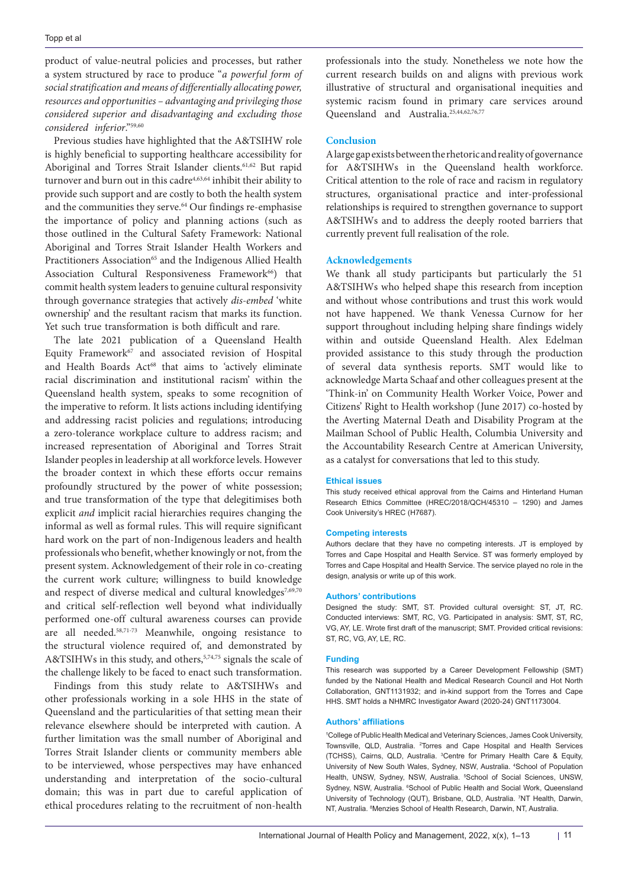product of value-neutral policies and processes, but rather a system structured by race to produce "*a powerful form of social stratification and means of differentially allocating power, resources and opportunities – advantaging and privileging those considered superior and disadvantaging and excluding those considered inferior*."[59,60]

Previous studies have highlighted that the A&TSIHW role is highly beneficial to supporting healthcare accessibility for Aboriginal and Torres Strait Islander clients.[61,62] But rapid turnover and burn out in this cadre[4,63,64] inhibit their ability to provide such support and are costly to both the health system and the communities they serve.[64] Our findings re-emphasise the importance of policy and planning actions (such as those outlined in the Cultural Safety Framework: National Aboriginal and Torres Strait Islander Health Workers and Practitioners Association[65] and the Indigenous Allied Health Association Cultural Responsiveness Framework[66]) that commit health system leaders to genuine cultural responsivity through governance strategies that actively *dis-embed* 'white ownership' and the resultant racism that marks its function. Yet such true transformation is both difficult and rare.

The late 2021 publication of a Queensland Health Equity Framework[67] and associated revision of Hospital and Health Boards Act[68] that aims to 'actively eliminate racial discrimination and institutional racism' within the Queensland health system, speaks to some recognition of the imperative to reform. It lists actions including identifying and addressing racist policies and regulations; introducing a zero-tolerance workplace culture to address racism; and increased representation of Aboriginal and Torres Strait Islander peoples in leadership at all workforce levels. However the broader context in which these efforts occur remains profoundly structured by the power of white possession; and true transformation of the type that delegitimises both explicit *and* implicit racial hierarchies requires changing the informal as well as formal rules. This will require significant hard work on the part of non-Indigenous leaders and health professionals who benefit, whether knowingly or not, from the present system. Acknowledgement of their role in co-creating the current work culture; willingness to build knowledge and respect of diverse medical and cultural knowledges[7,69,70] and critical self-reflection well beyond what individually performed one-off cultural awareness courses can provide are all needed.[58,71-73] Meanwhile, ongoing resistance to the structural violence required of, and demonstrated by A&TSIHWs in this study, and others,[5,74,75] signals the scale of the challenge likely to be faced to enact such transformation.

Findings from this study relate to A&TSIHWs and other professionals working in a sole HHS in the state of Queensland and the particularities of that setting mean their relevance elsewhere should be interpreted with caution. A further limitation was the small number of Aboriginal and Torres Strait Islander clients or community members able to be interviewed, whose perspectives may have enhanced understanding and interpretation of the socio-cultural domain; this was in part due to careful application of ethical procedures relating to the recruitment of non-health professionals into the study. Nonetheless we note how the current research builds on and aligns with previous work illustrative of structural and organisational inequities and systemic racism found in primary care services around Queensland and Australia.[25,44,62,76,77]

## Conclusion

A large gap exists between the rhetoric and reality of governance for A&TSIHWs in the Queensland health workforce. Critical attention to the role of race and racism in regulatory structures, organisational practice and inter-professional relationships is required to strengthen governance to support A&TSIHWs and to address the deeply rooted barriers that currently prevent full realisation of the role.

## Acknowledgements

We thank all study participants but particularly the 51 A&TSIHWs who helped shape this research from inception and without whose contributions and trust this work would not have happened. We thank Venessa Curnow for her support throughout including helping share findings widely within and outside Queensland Health. Alex Edelman provided assistance to this study through the production of several data synthesis reports. SMT would like to acknowledge Marta Schaaf and other colleagues present at the 'Think-in' on Community Health Worker Voice, Power and Citizens' Right to Health workshop (June 2017) co-hosted by the Averting Maternal Death and Disability Program at the Mailman School of Public Health, Columbia University and the Accountability Research Centre at American University, as a catalyst for conversations that led to this study.

### Ethical issues

This study received ethical approval from the Cairns and Hinterland Human Research Ethics Committee (HREC/2018/QCH/45310 – 1290) and James Cook University's HREC (H7687).

### Competing interests

Authors declare that they have no competing interests. JT is employed by Torres and Cape Hospital and Health Service. ST was formerly employed by Torres and Cape Hospital and Health Service. The service played no role in the design, analysis or write up of this work.

### Authors' contributions

Designed the study: SMT, ST. Provided cultural oversight: ST, JT, RC. Conducted interviews: SMT, RC, VG. Participated in analysis: SMT, ST, RC, VG, AY, LE. Wrote first draft of the manuscript; SMT. Provided critical revisions: ST, RC, VG, AY, LE, RC.

### Funding

This research was supported by a Career Development Fellowship (SMT) funded by the National Health and Medical Research Council and Hot North Collaboration, GNT1131932; and in-kind support from the Torres and Cape HHS. SMT holds a NHMRC Investigator Award (2020-24) GNT1173004.

### Authors' affiliations

[1]College of Public Health Medical and Veterinary Sciences, James Cook University, Townsville, QLD, Australia. [2]Torres and Cape Hospital and Health Services (TCHSS), Cairns, QLD, Australia. [3]Centre for Primary Health Care & Equity, University of New South Wales, Sydney, NSW, Australia. [4]School of Population Health, UNSW, Sydney, NSW, Australia. [5]School of Social Sciences, UNSW, Sydney, NSW, Australia. [6]School of Public Health and Social Work, Queensland University of Technology (QUT), Brisbane, QLD, Australia. [7]NT Health, Darwin, NT, Australia. [8]Menzies School of Health Research, Darwin, NT, Australia.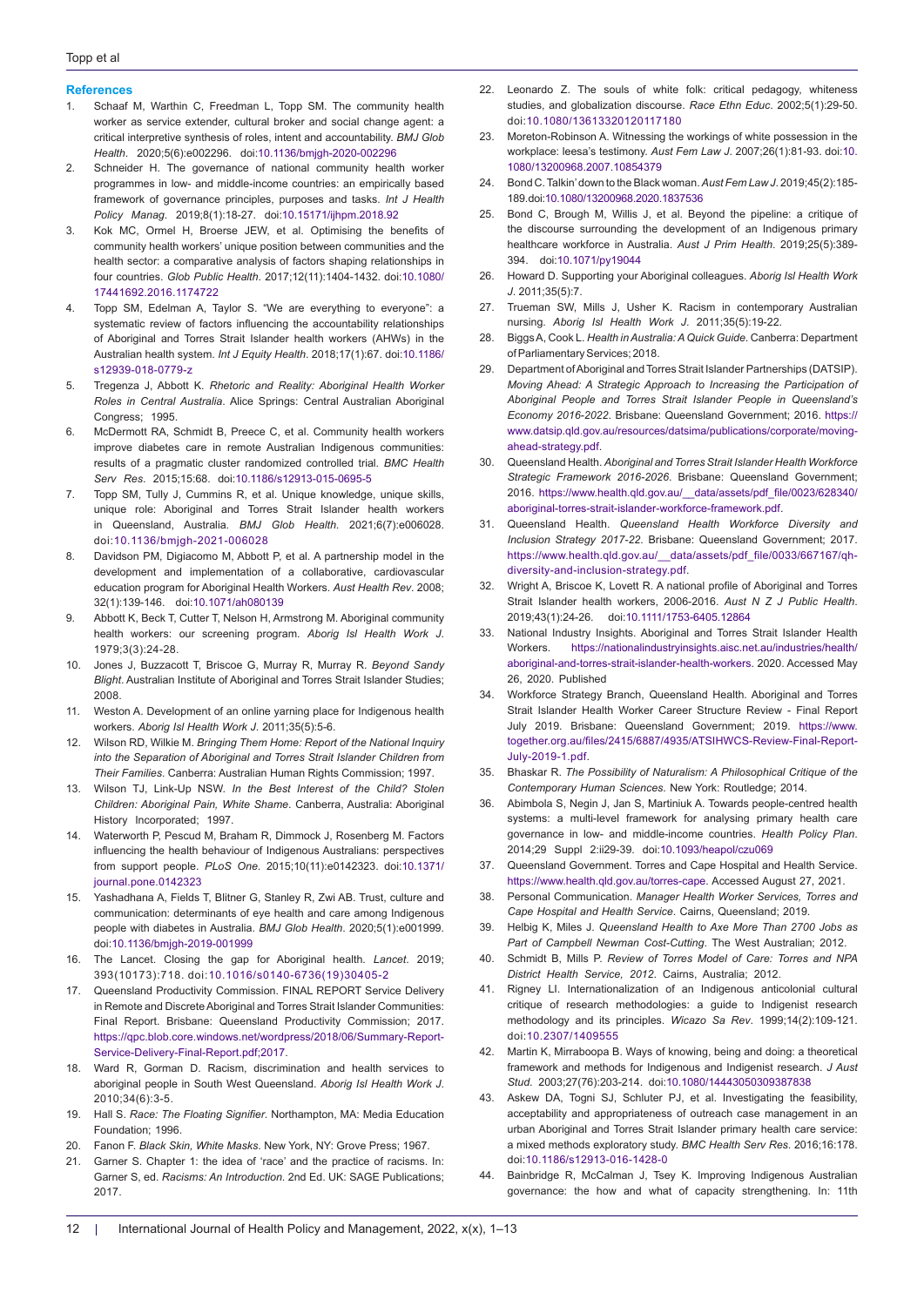## References

1. Schaaf M, Warthin C, Freedman L, Topp SM. The community health worker as service extender, cultural broker and social change agent: a critical interpretive synthesis of roles, intent and accountability. *BMJ Glob Health*. 2020;5(6):e002296. doi:10.1136/bmjgh-2020-002296
2. Schneider H. The governance of national community health worker programmes in low- and middle-income countries: an empirically based framework of governance principles, purposes and tasks. *Int J Health Policy Manag*. 2019;8(1):18-27. doi:10.15171/ijhpm.2018.92
3. Kok MC, Ormel H, Broerse JEW, et al. Optimising the benefits of community health workers' unique position between communities and the health sector: a comparative analysis of factors shaping relationships in four countries. *Glob Public Health*. 2017;12(11):1404-1432. doi:10.1080/17441692.2016.1174722
4. Topp SM, Edelman A, Taylor S. "We are everything to everyone": a systematic review of factors influencing the accountability relationships of Aboriginal and Torres Strait Islander health workers (AHWs) in the Australian health system. *Int J Equity Health*. 2018;17(1):67. doi:10.1186/s12939-018-0779-z
5. Tregenza J, Abbott K. *Rhetoric and Reality: Aboriginal Health Worker Roles in Central Australia*. Alice Springs: Central Australian Aboriginal Congress; 1995.
6. McDermott RA, Schmidt B, Preece C, et al. Community health workers improve diabetes care in remote Australian Indigenous communities: results of a pragmatic cluster randomized controlled trial. *BMC Health Serv Res*. 2015;15:68. doi:10.1186/s12913-015-0695-5
7. Topp SM, Tully J, Cummins R, et al. Unique knowledge, unique skills, unique role: Aboriginal and Torres Strait Islander health workers in Queensland, Australia. *BMJ Glob Health*. 2021;6(7):e006028. doi:10.1136/bmjgh-2021-006028
8. Davidson PM, Digiacomo M, Abbott P, et al. A partnership model in the development and implementation of a collaborative, cardiovascular education program for Aboriginal Health Workers. *Aust Health Rev*. 2008; 32(1):139-146. doi:10.1071/ah080139
9. Abbott K, Beck T, Cutter T, Nelson H, Armstrong M. Aboriginal community health workers: our screening program. *Aborig Isl Health Work J*. 1979;3(3):24-28.
10. Jones J, Buzzacott T, Briscoe G, Murray R, Murray R. *Beyond Sandy Blight*. Australian Institute of Aboriginal and Torres Strait Islander Studies; 2008.
11. Weston A. Development of an online yarning place for Indigenous health workers. *Aborig Isl Health Work J*. 2011;35(5):5-6.
12. Wilson RD, Wilkie M. *Bringing Them Home: Report of the National Inquiry into the Separation of Aboriginal and Torres Strait Islander Children from Their Families*. Canberra: Australian Human Rights Commission; 1997.
13. Wilson TJ, Link-Up NSW. *In the Best Interest of the Child? Stolen Children: Aboriginal Pain, White Shame*. Canberra, Australia: Aboriginal History Incorporated; 1997.
14. Waterworth P, Pescud M, Braham R, Dimmock J, Rosenberg M. Factors influencing the health behaviour of Indigenous Australians: perspectives from support people. *PLoS One*. 2015;10(11):e0142323. doi:10.1371/journal.pone.0142323
15. Yashadhana A, Fields T, Blitner G, Stanley R, Zwi AB. Trust, culture and communication: determinants of eye health and care among Indigenous people with diabetes in Australia. *BMJ Glob Health*. 2020;5(1):e001999. doi:10.1136/bmjgh-2019-001999
16. The Lancet. Closing the gap for Aboriginal health. *Lancet*. 2019; 393(10173):718. doi:10.1016/s0140-6736(19)30405-2
17. Queensland Productivity Commission. FINAL REPORT Service Delivery in Remote and Discrete Aboriginal and Torres Strait Islander Communities: Final Report. Brisbane: Queensland Productivity Commission; 2017. https://qpc.blob.core.windows.net/wordpress/2018/06/Summary-Report-Service-Delivery-Final-Report.pdf;2017.
18. Ward R, Gorman D. Racism, discrimination and health services to aboriginal people in South West Queensland. *Aborig Isl Health Work J*. 2010;34(6):3-5.
19. Hall S. *Race: The Floating Signifier*. Northampton, MA: Media Education Foundation; 1996.
20. Fanon F. *Black Skin, White Masks*. New York, NY: Grove Press; 1967.
21. Garner S. Chapter 1: the idea of 'race' and the practice of racisms. In: Garner S, ed. *Racisms: An Introduction*. 2nd Ed. UK: SAGE Publications; 2017.
22. Leonardo Z. The souls of white folk: critical pedagogy, whiteness studies, and globalization discourse. *Race Ethn Educ*. 2002;5(1):29-50. doi:10.1080/13613320120117180
23. Moreton-Robinson A. Witnessing the workings of white possession in the workplace: leesa's testimony. *Aust Fem Law J*. 2007;26(1):81-93. doi:10.1080/13200968.2007.10854379
24. Bond C. Talkin' down to the Black woman. *Aust Fem Law J*. 2019;45(2):185-189.doi:10.1080/13200968.2020.1837536
25. Bond C, Brough M, Willis J, et al. Beyond the pipeline: a critique of the discourse surrounding the development of an Indigenous primary healthcare workforce in Australia. *Aust J Prim Health*. 2019;25(5):389-394. doi:10.1071/py19044
26. Howard D. Supporting your Aboriginal colleagues. *Aborig Isl Health Work J*. 2011;35(5):7.
27. Trueman SW, Mills J, Usher K. Racism in contemporary Australian nursing. *Aborig Isl Health Work J*. 2011;35(5):19-22.
28. Biggs A, Cook L. *Health in Australia: A Quick Guide*. Canberra: Department of Parliamentary Services; 2018.
29. Department of Aboriginal and Torres Strait Islander Partnerships (DATSIP). *Moving Ahead: A Strategic Approach to Increasing the Participation of Aboriginal People and Torres Strait Islander People in Queensland's Economy 2016-2022*. Brisbane: Queensland Government; 2016. https://www.datsip.qld.gov.au/resources/datsima/publications/corporate/moving-ahead-strategy.pdf.
30. Queensland Health. *Aboriginal and Torres Strait Islander Health Workforce Strategic Framework 2016-2026*. Brisbane: Queensland Government; 2016. https://www.health.qld.gov.au/__data/assets/pdf_file/0023/628340/aboriginal-torres-strait-islander-workforce-framework.pdf.
31. Queensland Health. *Queensland Health Workforce Diversity and Inclusion Strategy 2017-22*. Brisbane: Queensland Government; 2017. https://www.health.qld.gov.au/__data/assets/pdf_file/0033/667167/qh-diversity-and-inclusion-strategy.pdf.
32. Wright A, Briscoe K, Lovett R. A national profile of Aboriginal and Torres Strait Islander health workers, 2006-2016. *Aust N Z J Public Health*. 2019;43(1):24-26. doi:10.1111/1753-6405.12864
33. National Industry Insights. Aboriginal and Torres Strait Islander Health Workers. https://nationalindustryinsights.aisc.net.au/industries/health/aboriginal-and-torres-strait-islander-health-workers. 2020. Accessed May 26, 2020. Published
34. Workforce Strategy Branch, Queensland Health. Aboriginal and Torres Strait Islander Health Worker Career Structure Review - Final Report July 2019. Brisbane: Queensland Government; 2019. https://www.together.org.au/files/2415/6887/4935/ATSIHWCS-Review-Final-Report-July-2019-1.pdf.
35. Bhaskar R. *The Possibility of Naturalism: A Philosophical Critique of the Contemporary Human Sciences*. New York: Routledge; 2014.
36. Abimbola S, Negin J, Jan S, Martiniuk A. Towards people-centred health systems: a multi-level framework for analysing primary health care governance in low- and middle-income countries. *Health Policy Plan*. 2014;29 Suppl 2:ii29-39. doi:10.1093/heapol/czu069
37. Queensland Government. Torres and Cape Hospital and Health Service. https://www.health.qld.gov.au/torres-cape. Accessed August 27, 2021.
38. Personal Communication. *Manager Health Worker Services, Torres and Cape Hospital and Health Service*. Cairns, Queensland; 2019.
39. Helbig K, Miles J. *Queensland Health to Axe More Than 2700 Jobs as Part of Campbell Newman Cost-Cutting*. The West Australian; 2012.
40. Schmidt B, Mills P. *Review of Torres Model of Care: Torres and NPA District Health Service, 2012*. Cairns, Australia; 2012.
41. Rigney LI. Internationalization of an Indigenous anticolonial cultural critique of research methodologies: a guide to Indigenist research methodology and its principles. *Wicazo Sa Rev*. 1999;14(2):109-121. doi:10.2307/1409555
42. Martin K, Mirraboopa B. Ways of knowing, being and doing: a theoretical framework and methods for Indigenous and Indigenist research. *J Aust Stud*. 2003;27(76):203-214. doi:10.1080/14443050309387838
43. Askew DA, Togni SJ, Schluter PJ, et al. Investigating the feasibility, acceptability and appropriateness of outreach case management in an urban Aboriginal and Torres Strait Islander primary health care service: a mixed methods exploratory study. *BMC Health Serv Res*. 2016;16:178. doi:10.1186/s12913-016-1428-0
44. Bainbridge R, McCalman J, Tsey K. Improving Indigenous Australian governance: the how and what of capacity strengthening. In: 11th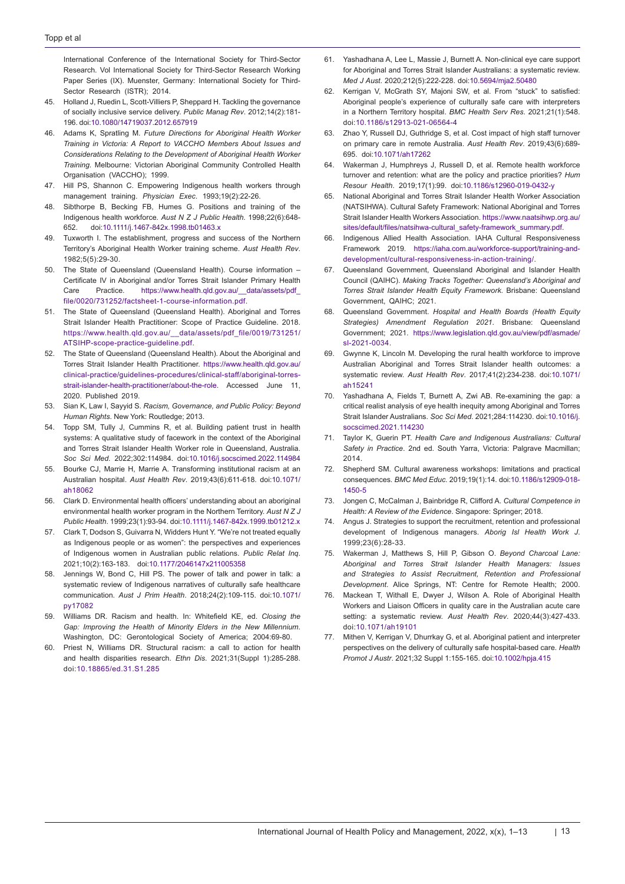International Conference of the International Society for Third-Sector Research. Vol International Society for Third-Sector Research Working Paper Series (IX). Muenster, Germany: International Society for Third-Sector Research (ISTR); 2014.

45. Holland J, Ruedin L, Scott-Villiers P, Sheppard H. Tackling the governance of socially inclusive service delivery. *Public Manag Rev*. 2012;14(2):181-196. doi:10.1080/14719037.2012.657919
46. Adams K, Spratling M. *Future Directions for Aboriginal Health Worker Training in Victoria: A Report to VACCHO Members About Issues and Considerations Relating to the Development of Aboriginal Health Worker Training*. Melbourne: Victorian Aboriginal Community Controlled Health Organisation (VACCHO); 1999.
47. Hill PS, Shannon C. Empowering Indigenous health workers through management training. *Physician Exec*. 1993;19(2):22-26.
48. Sibthorpe B, Becking FB, Humes G. Positions and training of the Indigenous health workforce. *Aust N Z J Public Health*. 1998;22(6):648-652. doi:10.1111/j.1467-842x.1998.tb01463.x
49. Tuxworth I. The establishment, progress and success of the Northern Territory's Aboriginal Health Worker training scheme. *Aust Health Rev*. 1982;5(5):29-30.
50. The State of Queensland (Queensland Health). Course information – Certificate IV in Aboriginal and/or Torres Strait Islander Primary Health Care Practice. https://www.health.qld.gov.au/__data/assets/pdf_file/0020/731252/factsheet-1-course-information.pdf.
51. The State of Queensland (Queensland Health). Aboriginal and Torres Strait Islander Health Practitioner: Scope of Practice Guideline. 2018. https://www.health.qld.gov.au/__data/assets/pdf_file/0019/731251/ATSIHP-scope-practice-guideline.pdf.
52. The State of Queensland (Queensland Health). About the Aboriginal and Torres Strait Islander Health Practitioner. https://www.health.qld.gov.au/clinical-practice/guidelines-procedures/clinical-staff/aboriginal-torres-strait-islander-health-practitioner/about-the-role. Accessed June 11, 2020. Published 2019.
53. Sian K, Law I, Sayyid S. *Racism, Governance, and Public Policy: Beyond Human Rights*. New York: Routledge; 2013.
54. Topp SM, Tully J, Cummins R, et al. Building patient trust in health systems: A qualitative study of facework in the context of the Aboriginal and Torres Strait Islander Health Worker role in Queensland, Australia. *Soc Sci Med*. 2022;302:114984. doi:10.1016/j.socscimed.2022.114984
55. Bourke CJ, Marrie H, Marrie A. Transforming institutional racism at an Australian hospital. *Aust Health Rev*. 2019;43(6):611-618. doi:10.1071/ah18062
56. Clark D. Environmental health officers' understanding about an aboriginal environmental health worker program in the Northern Territory. *Aust N Z J Public Health*. 1999;23(1):93-94. doi:10.1111/j.1467-842x.1999.tb01212.x
57. Clark T, Dodson S, Guivarra N, Widders Hunt Y. "We're not treated equally as Indigenous people or as women": the perspectives and experiences of Indigenous women in Australian public relations. *Public Relat Inq*. 2021;10(2):163-183. doi:10.1177/2046147x211005358
58. Jennings W, Bond C, Hill PS. The power of talk and power in talk: a systematic review of Indigenous narratives of culturally safe healthcare communication. *Aust J Prim Health*. 2018;24(2):109-115. doi:10.1071/py17082
59. Williams DR. Racism and health. In: Whitefield KE, ed. *Closing the Gap: Improving the Health of Minority Elders in the New Millennium*. Washington, DC: Gerontological Society of America; 2004:69-80.
60. Priest N, Williams DR. Structural racism: a call to action for health and health disparities research. *Ethn Dis*. 2021;31(Suppl 1):285-288. doi:10.18865/ed.31.S1.285
61. Yashadhana A, Lee L, Massie J, Burnett A. Non-clinical eye care support for Aboriginal and Torres Strait Islander Australians: a systematic review. *Med J Aust*. 2020;212(5):222-228. doi:10.5694/mja2.50480
62. Kerrigan V, McGrath SY, Majoni SW, et al. From "stuck" to satisfied: Aboriginal people's experience of culturally safe care with interpreters in a Northern Territory hospital. *BMC Health Serv Res*. 2021;21(1):548. doi:10.1186/s12913-021-06564-4
63. Zhao Y, Russell DJ, Guthridge S, et al. Cost impact of high staff turnover on primary care in remote Australia. *Aust Health Rev*. 2019;43(6):689-695. doi:10.1071/ah17262
64. Wakerman J, Humphreys J, Russell D, et al. Remote health workforce turnover and retention: what are the policy and practice priorities? *Hum Resour Health*. 2019;17(1):99. doi:10.1186/s12960-019-0432-y
65. National Aboriginal and Torres Strait Islander Health Worker Association (NATSIHWA). Cultural Safety Framework: National Aboriginal and Torres Strait Islander Health Workers Association. https://www.naatsihwp.org.au/sites/default/files/natsihwa-cultural_safety-framework_summary.pdf.
66. Indigenous Allied Health Association. IAHA Cultural Responsiveness Framework 2019. https://iaha.com.au/workforce-support/training-and-development/cultural-responsiveness-in-action-training/.
67. Queensland Government, Queensland Aboriginal and Islander Health Council (QAIHC). *Making Tracks Together: Queensland's Aboriginal and Torres Strait Islander Health Equity Framework*. Brisbane: Queensland Government, QAIHC; 2021.
68. Queensland Government. *Hospital and Health Boards (Health Equity Strategies) Amendment Regulation 2021*. Brisbane: Queensland Government; 2021. https://www.legislation.qld.gov.au/view/pdf/asmade/sl-2021-0034.
69. Gwynne K, Lincoln M. Developing the rural health workforce to improve Australian Aboriginal and Torres Strait Islander health outcomes: a systematic review. *Aust Health Rev*. 2017;41(2):234-238. doi:10.1071/ah15241
70. Yashadhana A, Fields T, Burnett A, Zwi AB. Re-examining the gap: a critical realist analysis of eye health inequity among Aboriginal and Torres Strait Islander Australians. *Soc Sci Med*. 2021;284:114230. doi:10.1016/j.socscimed.2021.114230
71. Taylor K, Guerin PT. *Health Care and Indigenous Australians: Cultural Safety in Practice*. 2nd ed. South Yarra, Victoria: Palgrave Macmillan; 2014.
72. Shepherd SM. Cultural awareness workshops: limitations and practical consequences. *BMC Med Educ*. 2019;19(1):14. doi:10.1186/s12909-018-1450-5
73. Jongen C, McCalman J, Bainbridge R, Clifford A. *Cultural Competence in Health: A Review of the Evidence*. Singapore: Springer; 2018.
74. Angus J. Strategies to support the recruitment, retention and professional development of Indigenous managers. *Aborig Isl Health Work J*. 1999;23(6):28-33.
75. Wakerman J, Matthews S, Hill P, Gibson O. *Beyond Charcoal Lane: Aboriginal and Torres Strait Islander Health Managers: Issues and Strategies to Assist Recruitment, Retention and Professional Development*. Alice Springs, NT: Centre for Remote Health; 2000.
76. Mackean T, Withall E, Dwyer J, Wilson A. Role of Aboriginal Health Workers and Liaison Officers in quality care in the Australian acute care setting: a systematic review. *Aust Health Rev*. 2020;44(3):427-433. doi:10.1071/ah19101
77. Mithen V, Kerrigan V, Dhurrkay G, et al. Aboriginal patient and interpreter perspectives on the delivery of culturally safe hospital-based care. *Health Promot J Austr*. 2021;32 Suppl 1:155-165. doi:10.1002/hpja.415